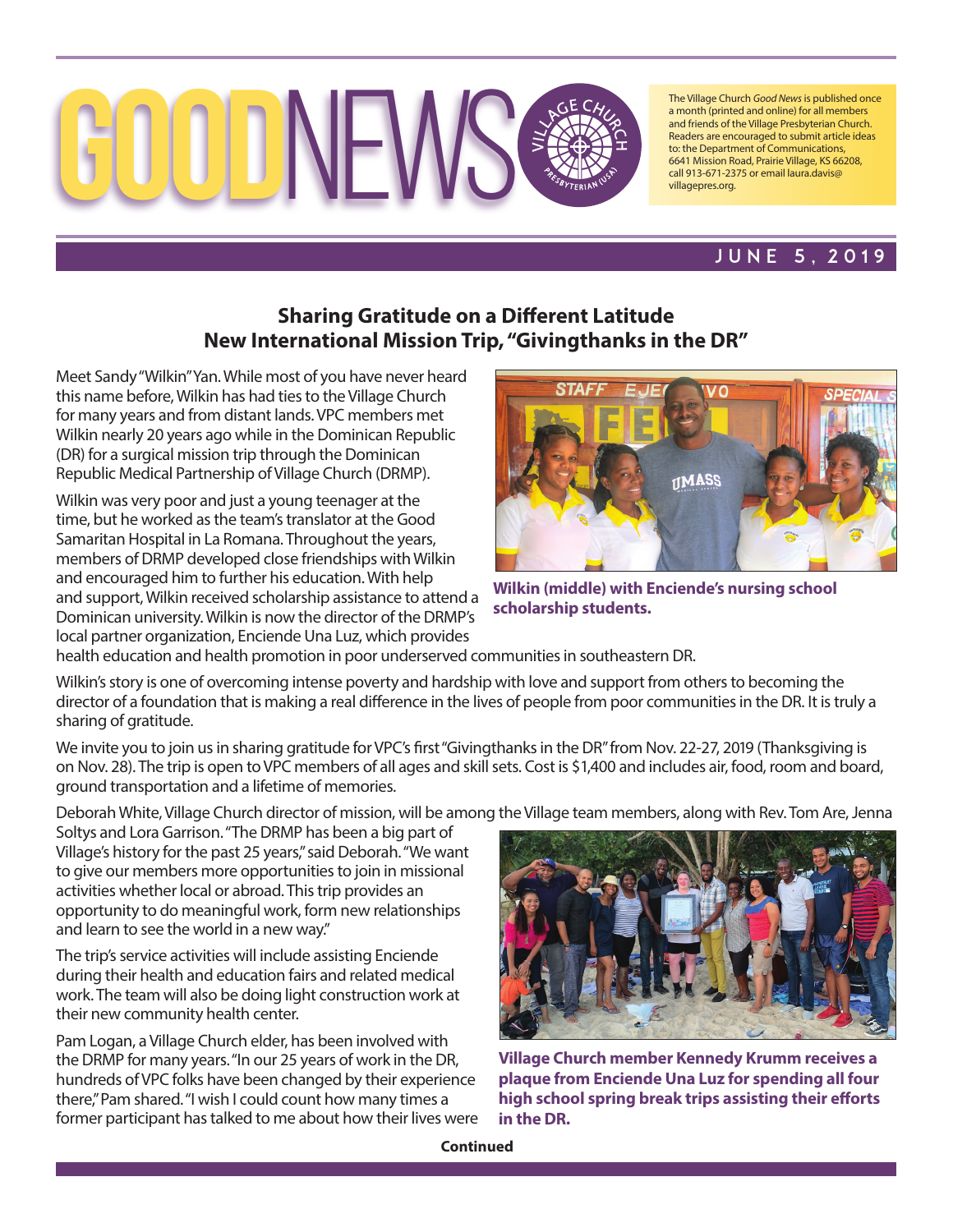# GOODNEWS

The Village Church *Good News* is published once a month (printed and online) for all members and friends of the Village Presbyterian Church. Readers are encouraged to submit article ideas to: the Department of Communications, 6641 Mission Road, Prairie Village, KS 66208, call 913-671-2375 or email laura.davis@villagepres.org.

JUNE 5, 2019

## Sharing Gratitude on a Different Latitude
## New International Mission Trip, "Givingthanks in the DR"

Meet Sandy "Wilkin" Yan. While most of you have never heard this name before, Wilkin has had ties to the Village Church for many years and from distant lands. VPC members met Wilkin nearly 20 years ago while in the Dominican Republic (DR) for a surgical mission trip through the Dominican Republic Medical Partnership of Village Church (DRMP).

Wilkin was very poor and just a young teenager at the time, but he worked as the team's translator at the Good Samaritan Hospital in La Romana. Throughout the years, members of DRMP developed close friendships with Wilkin and encouraged him to further his education. With help and support, Wilkin received scholarship assistance to attend a Dominican university. Wilkin is now the director of the DRMP's local partner organization, Enciende Una Luz, which provides health education and health promotion in poor underserved communities in southeastern DR.

**Wilkin (middle) with Enciende's nursing school scholarship students.**

Wilkin's story is one of overcoming intense poverty and hardship with love and support from others to becoming the director of a foundation that is making a real difference in the lives of people from poor communities in the DR. It is truly a sharing of gratitude.

We invite you to join us in sharing gratitude for VPC's first "Givingthanks in the DR" from Nov. 22-27, 2019 (Thanksgiving is on Nov. 28). The trip is open to VPC members of all ages and skill sets. Cost is $1,400 and includes air, food, room and board, ground transportation and a lifetime of memories.

Deborah White, Village Church director of mission, will be among the Village team members, along with Rev. Tom Are, Jenna Soltys and Lora Garrison. "The DRMP has been a big part of Village's history for the past 25 years," said Deborah. "We want to give our members more opportunities to join in missional activities whether local or abroad. This trip provides an opportunity to do meaningful work, form new relationships and learn to see the world in a new way."

The trip's service activities will include assisting Enciende during their health and education fairs and related medical work. The team will also be doing light construction work at their new community health center.

Pam Logan, a Village Church elder, has been involved with the DRMP for many years. "In our 25 years of work in the DR, hundreds of VPC folks have been changed by their experience there," Pam shared. "I wish I could count how many times a former participant has talked to me about how their lives were

**Village Church member Kennedy Krumm receives a plaque from Enciende Una Luz for spending all four high school spring break trips assisting their efforts in the DR.**

**Continued**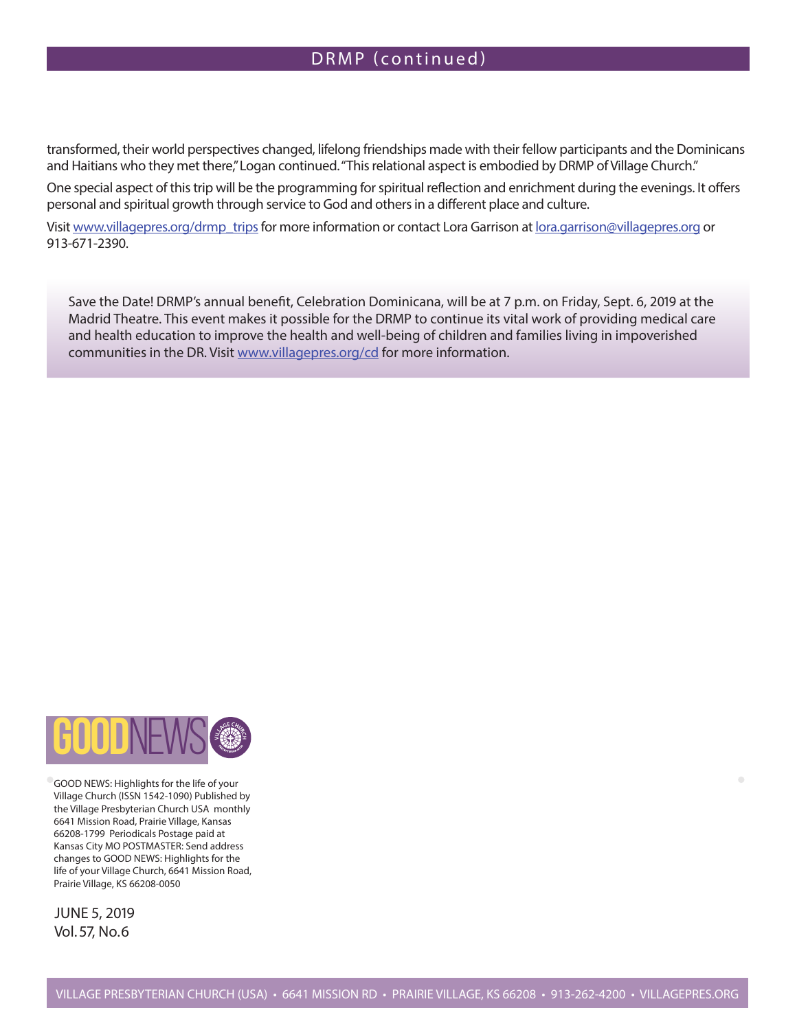## DRMP (continued)

transformed, their world perspectives changed, lifelong friendships made with their fellow participants and the Dominicans and Haitians who they met there," Logan continued. "This relational aspect is embodied by DRMP of Village Church."

One special aspect of this trip will be the programming for spiritual reflection and enrichment during the evenings. It offers personal and spiritual growth through service to God and others in a different place and culture.

Visit www.villagepres.org/drmp_trips for more information or contact Lora Garrison at lora.garrison@villagepres.org or 913-671-2390.

Save the Date! DRMP's annual benefit, Celebration Dominicana, will be at 7 p.m. on Friday, Sept. 6, 2019 at the Madrid Theatre. This event makes it possible for the DRMP to continue its vital work of providing medical care and health education to improve the health and well-being of children and families living in impoverished communities in the DR. Visit www.villagepres.org/cd for more information.

GOOD NEWS

GOOD NEWS: Highlights for the life of your Village Church (ISSN 1542-1090) Published by the Village Presbyterian Church USA monthly 6641 Mission Road, Prairie Village, Kansas 66208-1799 Periodicals Postage paid at Kansas City MO POSTMASTER: Send address changes to GOOD NEWS: Highlights for the life of your Village Church, 6641 Mission Road, Prairie Village, KS 66208-0050

JUNE 5, 2019
Vol. 57, No. 6

VILLAGE PRESBYTERIAN CHURCH (USA) • 6641 MISSION RD • PRAIRIE VILLAGE, KS 66208 • 913-262-4200 • VILLAGEPRES.ORG